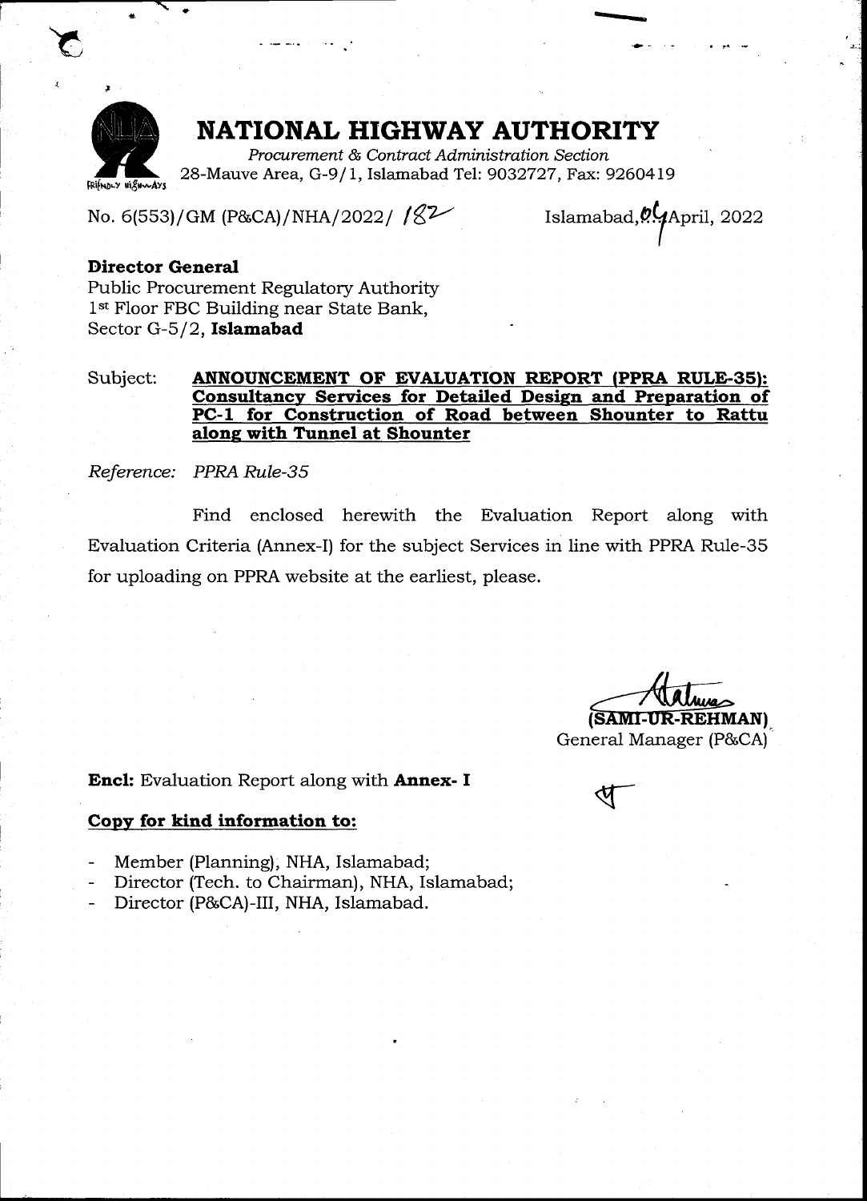# NATIONAL HIGHWAY AUTHORITY

*Procurement & Contract Administration Section*
28-Mauve Area, G-9/1, Islamabad Tel: 9032727, Fax: 9260419

FRIENDLY HIGHWAYS

No. 6(553)/GM (P&CA)/NHA/2022/ 182

Islamabad, 04 April, 2022

**Director General**
Public Procurement Regulatory Authority
1st Floor FBC Building near State Bank,
Sector G-5/2, **Islamabad**

Subject: **ANNOUNCEMENT OF EVALUATION REPORT (PPRA RULE-35): Consultancy Services for Detailed Design and Preparation of PC-1 for Construction of Road between Shounter to Rattu along with Tunnel at Shounter**

*Reference: PPRA Rule-35*

Find enclosed herewith the Evaluation Report along with Evaluation Criteria (Annex-I) for the subject Services in line with PPRA Rule-35 for uploading on PPRA website at the earliest, please.

**(SAMI-UR-REHMAN)**
General Manager (P&CA)

**Encl:** Evaluation Report along with **Annex- I**

**Copy for kind information to:**

- Member (Planning), NHA, Islamabad;
- Director (Tech. to Chairman), NHA, Islamabad;
- Director (P&CA)-III, NHA, Islamabad.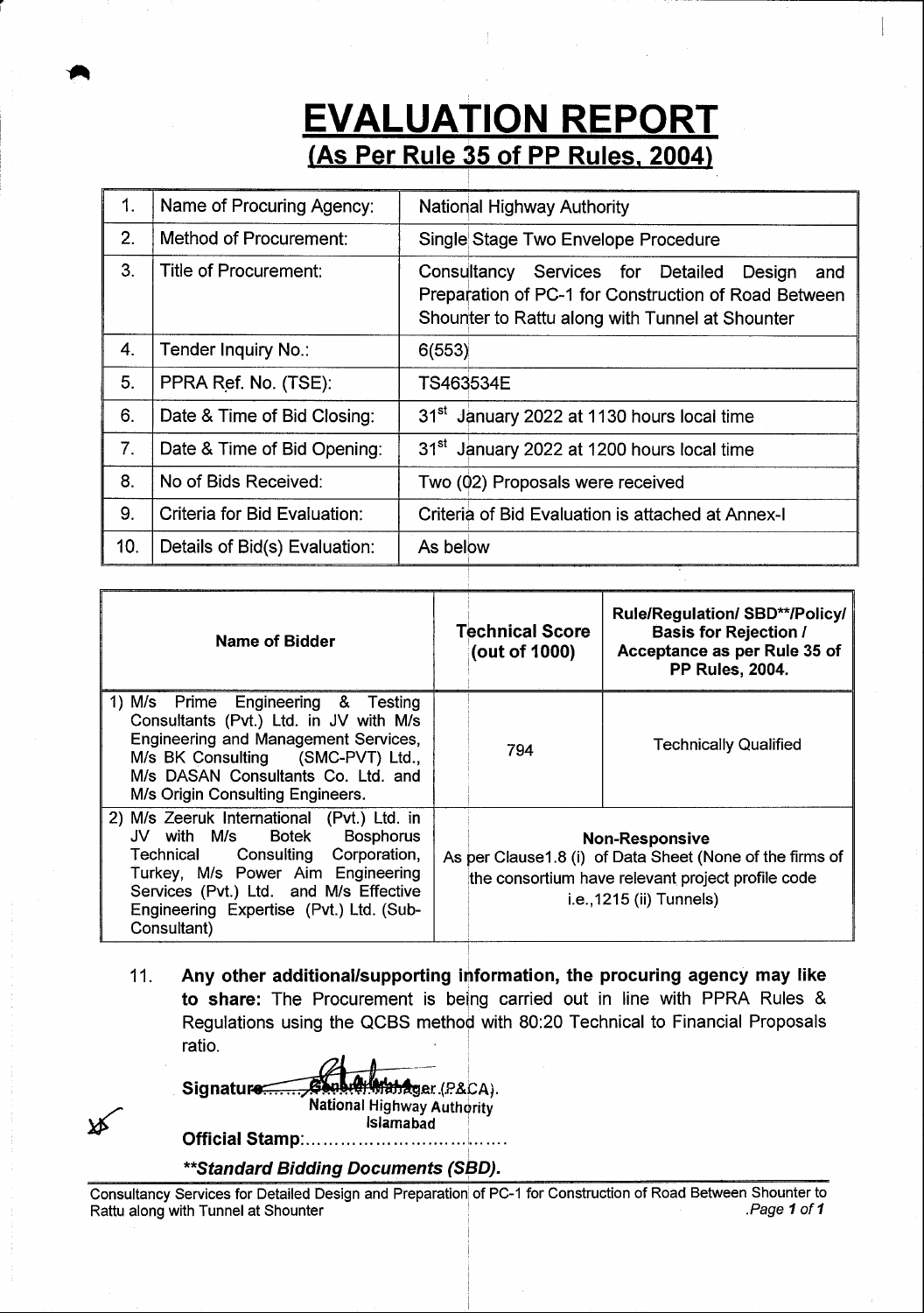# EVALUATION REPORT

## (As Per Rule 35 of PP Rules, 2004)

| | | |
|---|---|---|
| 1. | Name of Procuring Agency: | National Highway Authority |
| 2. | Method of Procurement: | Single Stage Two Envelope Procedure |
| 3. | Title of Procurement: | Consultancy Services for Detailed Design and Preparation of PC-1 for Construction of Road Between Shounter to Rattu along with Tunnel at Shounter |
| 4. | Tender Inquiry No.: | 6(553) |
| 5. | PPRA Ref. No. (TSE): | TS463534E |
| 6. | Date & Time of Bid Closing: | 31st January 2022 at 1130 hours local time |
| 7. | Date & Time of Bid Opening: | 31st January 2022 at 1200 hours local time |
| 8. | No of Bids Received: | Two (02) Proposals were received |
| 9. | Criteria for Bid Evaluation: | Criteria of Bid Evaluation is attached at Annex-I |
| 10. | Details of Bid(s) Evaluation: | As below |

| Name of Bidder | Technical Score (out of 1000) | Rule/Regulation/ SBD**/Policy/ Basis for Rejection / Acceptance as per Rule 35 of PP Rules, 2004. |
|---|---|---|
| 1) M/s Prime Engineering & Testing Consultants (Pvt.) Ltd. in JV with M/s Engineering and Management Services, M/s BK Consulting (SMC-PVT) Ltd., M/s DASAN Consultants Co. Ltd. and M/s Origin Consulting Engineers. | 794 | Technically Qualified |
| 2) M/s Zeeruk International (Pvt.) Ltd. in JV with M/s Botek Bosphorus Technical Consulting Corporation, Turkey, M/s Power Aim Engineering Services (Pvt.) Ltd. and M/s Effective Engineering Expertise (Pvt.) Ltd. (Sub-Consultant) | **Non-Responsive** As per Clause1.8 (i) of Data Sheet (None of the firms of the consortium have relevant project profile code i.e.,1215 (ii) Tunnels) | |

11. **Any other additional/supporting information, the procuring agency may like to share:** The Procurement is being carried out in line with PPRA Rules & Regulations using the QCBS method with 80:20 Technical to Financial Proposals ratio.

**Signature:** General Manager (P&CA).
National Highway Authority
Islamabad

**Official Stamp:**...................................

***\*\*Standard Bidding Documents (SBD).***

Consultancy Services for Detailed Design and Preparation of PC-1 for Construction of Road Between Shounter to Rattu along with Tunnel at Shounter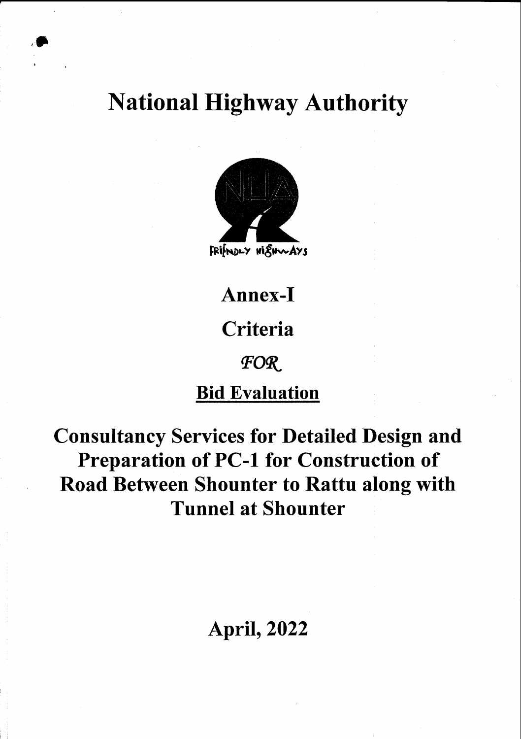# National Highway Authority

FRIENDLY HIGHWAYS

## Annex-I

## Criteria

*FOR*

## Bid Evaluation

# Consultancy Services for Detailed Design and Preparation of PC-1 for Construction of Road Between Shounter to Rattu along with Tunnel at Shounter

## April, 2022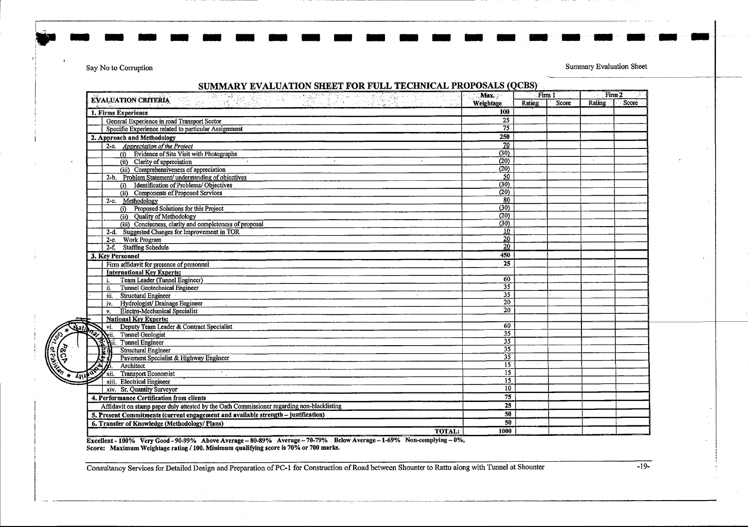Say No to Corruption

Summary Evaluation Sheet

## SUMMARY EVALUATION SHEET FOR FULL TECHNICAL PROPOSALS (QCBS)

| EVALUATION CRITERIA | Max. Weightage | Firm 1 | | Firm 2 | |
|---|---|---|---|---|---|
| | | Rating | Score | Rating | Score |
| **1. Firms Experience** | **100** | | | | |
| General Experience in road Transport Sector | 25 | | | | |
| Specific Experience related to particular Assignment | 75 | | | | |
| **2. Approach and Methodology** | **250** | | | | |
| 2-a. *Appreciation of the Project* | 70 | | | | |
| (i) Evidence of Site Visit with Photographs | (30) | | | | |
| (ii) Clarity of appreciation | (20) | | | | |
| (iii) Comprehensiveness of appreciation | (20) | | | | |
| 2-b. Problem Statement/ understanding of objectives | 50 | | | | |
| (i) Identification of Problems/ Objectives | (30) | | | | |
| (ii) Components of Proposed Services | (20) | | | | |
| 2-c. Methodology | 80 | | | | |
| (i) Proposed Solutions for this Project | (30) | | | | |
| (ii) Quality of Methodology | (20) | | | | |
| (iii) Conciseness, clarity and completeness of proposal | (30) | | | | |
| 2-d. Suggested Changes for Improvement in TOR | 10 | | | | |
| 2-e. Work Program | 20 | | | | |
| 2-f. Staffing Schedule | 20 | | | | |
| **3. Key Personnel** | **450** | | | | |
| Firm affidavit for presence of personnel | 25 | | | | |
| **International Key Experts:** | | | | | |
| i. Team Leader (Tunnel Engineer) | 60 | | | | |
| ii. Tunnel Geotechnical Engineer | 35 | | | | |
| iii. Structural Engineer | 35 | | | | |
| iv. Hydrologist/ Drainage Engineer | 20 | | | | |
| v. Electro-Mechanical Specialist | 20 | | | | |
| **National Key Experts:** | | | | | |
| vi. Deputy Team Leader & Contract Specialist | 60 | | | | |
| vii. Tunnel Geologist | 35 | | | | |
| viii. Tunnel Engineer | 35 | | | | |
| ix. Structural Engineer | 35 | | | | |
| x. Pavement Specialist & Highway Engineer | 35 | | | | |
| xi. Architect | 15 | | | | |
| xii. Transport Economist | 15 | | | | |
| xiii. Electrical Engineer | 15 | | | | |
| xiv. Sr. Quantity Surveyor | 10 | | | | |
| **4. Performance Certification from clients** | **75** | | | | |
| Affidavit on stamp paper duly attested by the Oath Commissioner regarding non-blacklisting | 25 | | | | |
| **5. Present Commitments (current engagement and available strength – justification)** | **50** | | | | |
| **6. Transfer of Knowledge (Methodology/ Plans)** | **50** | | | | |
| **TOTAL:** | **1000** | | | | |

**Excellent - 100% Very Good - 90-99% Above Average – 80-89% Average – 70-79% Below Average – 1-69% Non-complying – 0%,**
**Score: Maximum Weightage rating / 100. Minimum qualifying score is 70% or 700 marks.**

Consultancy Services for Detailed Design and Preparation of PC-1 for Construction of Road between Shounter to Rattu along with Tunnel at Shounter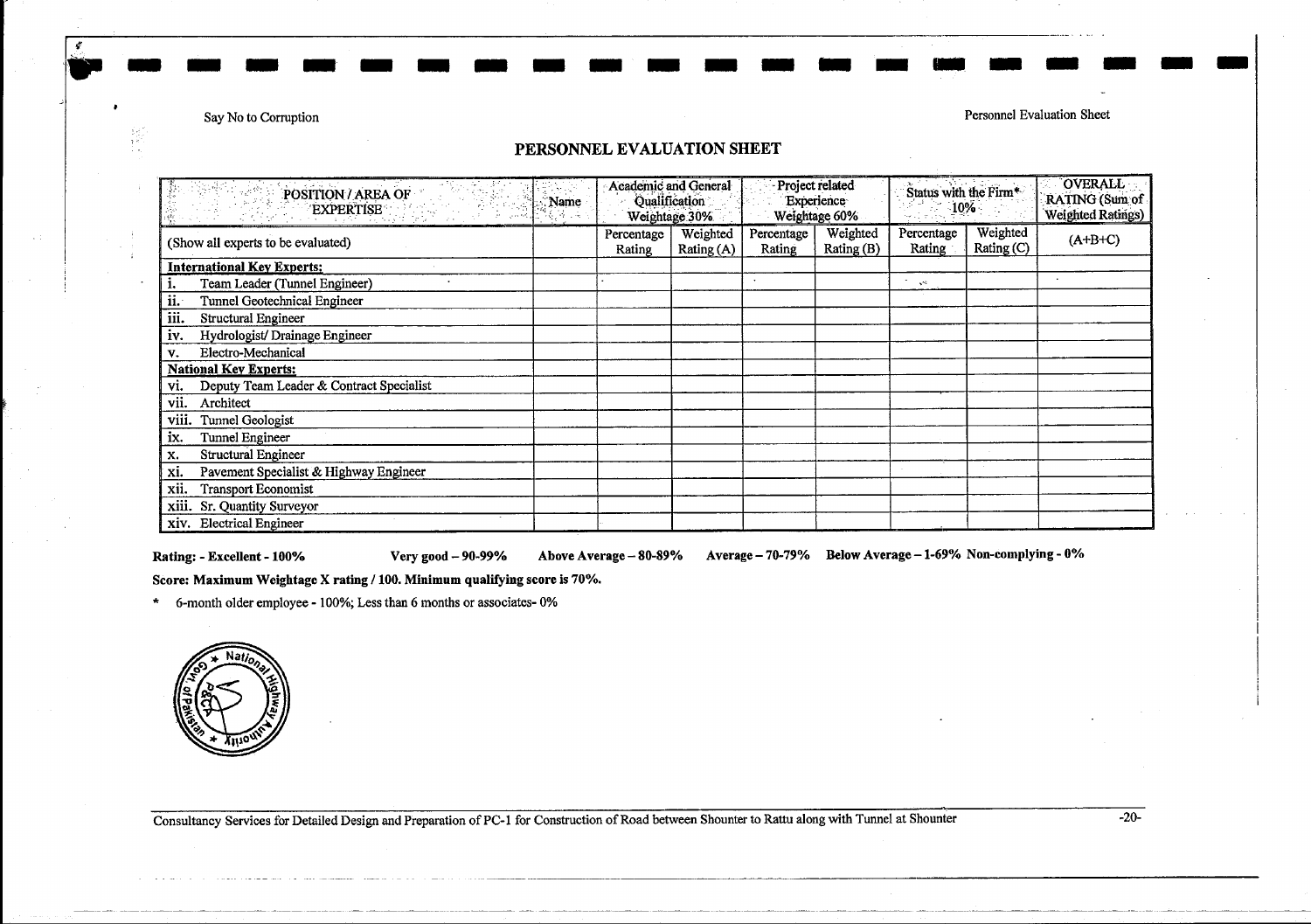Say No to Corruption

# PERSONNEL EVALUATION SHEET

| POSITION / AREA OF EXPERTISE | Name | Academic and General Qualification Weightage 30% | | Project related Experience Weightage 60% | | Status with the Firm* 10% | | OVERALL RATING (Sum of Weighted Ratings) |
|---|---|---|---|---|---|---|---|---|
| (Show all experts to be evaluated) | | Percentage Rating | Weighted Rating (A) | Percentage Rating | Weighted Rating (B) | Percentage Rating | Weighted Rating (C) | (A+B+C) |
| **International Key Experts:** | | | | | | | | |
| i. Team Leader (Tunnel Engineer) | | | | | | | | |
| ii. Tunnel Geotechnical Engineer | | | | | | | | |
| iii. Structural Engineer | | | | | | | | |
| iv. Hydrologist/ Drainage Engineer | | | | | | | | |
| v. Electro-Mechanical | | | | | | | | |
| **National Key Experts:** | | | | | | | | |
| vi. Deputy Team Leader & Contract Specialist | | | | | | | | |
| vii. Architect | | | | | | | | |
| viii. Tunnel Geologist | | | | | | | | |
| ix. Tunnel Engineer | | | | | | | | |
| x. Structural Engineer | | | | | | | | |
| xi. Pavement Specialist & Highway Engineer | | | | | | | | |
| xii. Transport Economist | | | | | | | | |
| xiii. Sr. Quantity Surveyor | | | | | | | | |
| xiv. Electrical Engineer | | | | | | | | |

**Rating: - Excellent - 100%** **Very good – 90-99%** **Above Average – 80-89%** **Average – 70-79%** **Below Average – 1-69%** **Non-complying - 0%**

**Score: Maximum Weightage X rating / 100. Minimum qualifying score is 70%.**

\* 6-month older employee - 100%; Less than 6 months or associates- 0%

Consultancy Services for Detailed Design and Preparation of PC-1 for Construction of Road between Shounter to Rattu along with Tunnel at Shounter